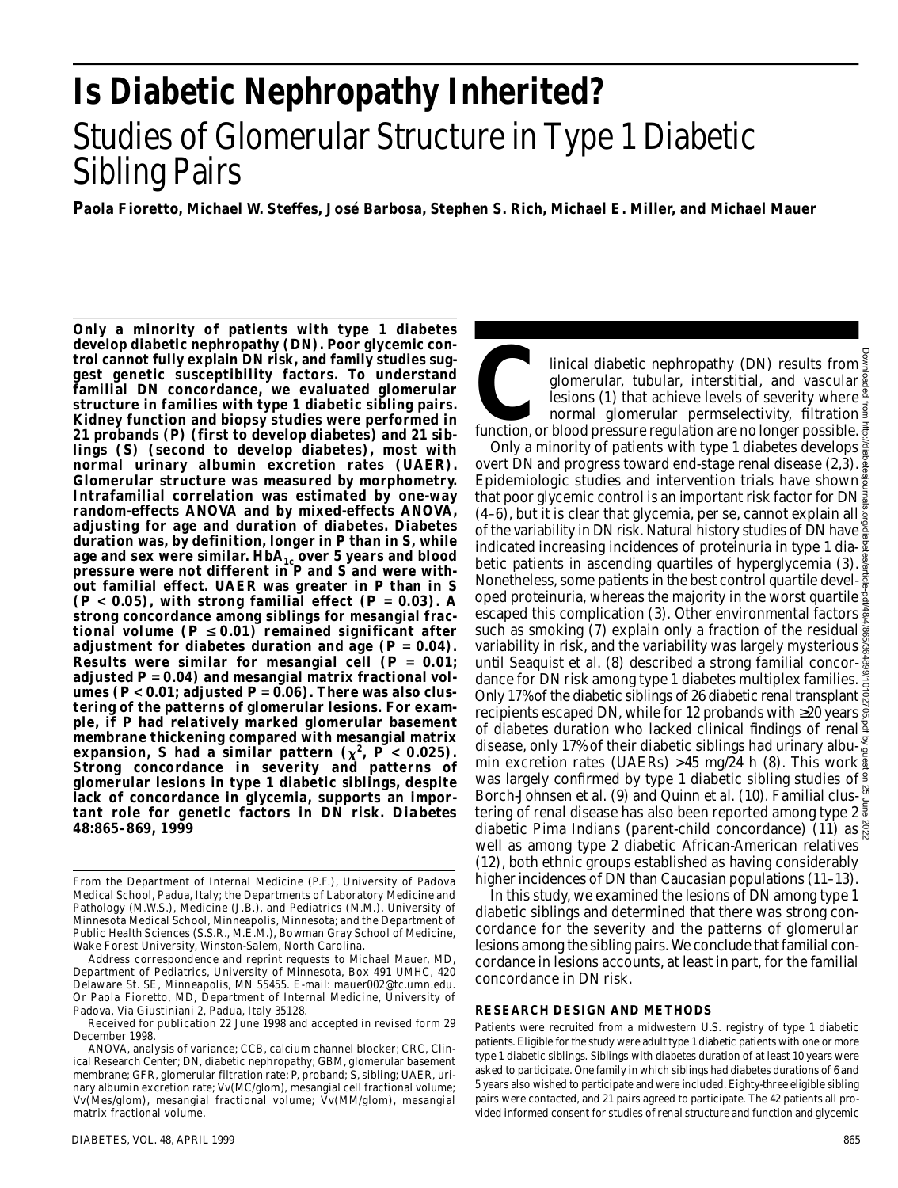# Is Diabetic Nephropathy Inherited?

## Studies of Glomerular Structure in Type 1 Diabetic Sibling Pairs

**Paola Fioretto, Michael W. Steffes, José Barbosa, Stephen S. Rich, Michael E. Miller, and Michael Mauer**

**Only a minority of patients with type 1 diabetes develop diabetic nephropathy (DN). Poor glycemic control cannot fully explain DN risk, and family studies suggest genetic susceptibility factors. To understand familial DN concordance, we evaluated glomerular structure in families with type 1 diabetic sibling pairs. Kidney function and biopsy studies were performed in 21 probands (P) (first to develop diabetes) and 21 siblings (S) (second to develop diabetes), most with normal urinary albumin excretion rates (UAER). Glomerular structure was measured by morphometry. Intrafamilial correlation was estimated by one-way random-effects ANOVA and by mixed-effects ANOVA, adjusting for age and duration of diabetes. Diabetes duration was, by definition, longer in P than in S, while age and sex were similar. $HbA_{1c}$ over 5 years and blood pressure were not different in P and S and were without familial effect. UAER was greater in P than in S ($P < 0.05$), with strong familial effect ($P = 0.03$). A strong concordance among siblings for mesangial fractional volume ($P \leq 0.01$) remained significant after adjustment for diabetes duration and age ($P = 0.04$). Results were similar for mesangial cell ($P = 0.01$; adjusted $P = 0.04$) and mesangial matrix fractional volumes ($P < 0.01$; adjusted $P = 0.06$). There was also clustering of the patterns of glomerular lesions. For example, if P had relatively marked glomerular basement membrane thickening compared with mesangial matrix expansion, S had a similar pattern ($\chi^2$, $P < 0.025$). Strong concordance in severity and patterns of glomerular lesions in type 1 diabetic siblings, despite lack of concordance in glycemia, supports an important role for genetic factors in DN risk. *Diabetes* 48:865–869, 1999**

From the Department of Internal Medicine (P.F.), University of Padova Medical School, Padua, Italy; the Departments of Laboratory Medicine and Pathology (M.W.S.), Medicine (J.B.), and Pediatrics (M.M.), University of Minnesota Medical School, Minneapolis, Minnesota; and the Department of Public Health Sciences (S.S.R., M.E.M.), Bowman Gray School of Medicine, Wake Forest University, Winston-Salem, North Carolina.

Address correspondence and reprint requests to Michael Mauer, MD, Department of Pediatrics, University of Minnesota, Box 491 UMHC, 420 Delaware St. SE, Minneapolis, MN 55455. E-mail: mauer002@tc.umn.edu. Or Paola Fioretto, MD, Department of Internal Medicine, University of Padova, Via Giustiniani 2, Padua, Italy 35128.

Received for publication 22 June 1998 and accepted in revised form 29 December 1998.

ANOVA, analysis of variance; CCB, calcium channel blocker; CRC, Clinical Research Center; DN, diabetic nephropathy; GBM, glomerular basement membrane; GFR, glomerular filtration rate; P, proband; S, sibling; UAER, urinary albumin excretion rate; Vv(MC/glom), mesangial cell fractional volume; Vv(Mes/glom), mesangial fractional volume; Vv(MM/glom), mesangial matrix fractional volume.

Clinical diabetic nephropathy (DN) results from glomerular, tubular, interstitial, and vascular lesions (1) that achieve levels of severity where normal glomerular permselectivity, filtration function, or blood pressure regulation are no longer possible.

Only a minority of patients with type 1 diabetes develops overt DN and progress toward end-stage renal disease (2,3). Epidemiologic studies and intervention trials have shown that poor glycemic control is an important risk factor for DN (4–6), but it is clear that glycemia, per se, cannot explain all of the variability in DN risk. Natural history studies of DN have indicated increasing incidences of proteinuria in type 1 diabetic patients in ascending quartiles of hyperglycemia (3). Nonetheless, some patients in the best control quartile developed proteinuria, whereas the majority in the worst quartile escaped this complication (3). Other environmental factors such as smoking (7) explain only a fraction of the residual variability in risk, and the variability was largely mysterious until Seaquist et al. (8) described a strong familial concordance for DN risk among type 1 diabetes multiplex families. Only 17% of the diabetic siblings of 26 diabetic renal transplant recipients escaped DN, while for 12 probands with ≥20 years of diabetes duration who lacked clinical findings of renal disease, only 17% of their diabetic siblings had urinary albumin excretion rates (UAERs) >45 mg/24 h (8). This work was largely confirmed by type 1 diabetic sibling studies of Borch-Johnsen et al. (9) and Quinn et al. (10). Familial clustering of renal disease has also been reported among type 2 diabetic Pima Indians (parent-child concordance) (11) as well as among type 2 diabetic African-American relatives (12), both ethnic groups established as having considerably higher incidences of DN than Caucasian populations (11–13).

In this study, we examined the lesions of DN among type 1 diabetic siblings and determined that there was strong concordance for the severity and the patterns of glomerular lesions among the sibling pairs. We conclude that familial concordance in lesions accounts, at least in part, for the familial concordance in DN risk.

### RESEARCH DESIGN AND METHODS

Patients were recruited from a midwestern U.S. registry of type 1 diabetic patients. Eligible for the study were adult type 1 diabetic patients with one or more type 1 diabetic siblings. Siblings with diabetes duration of at least 10 years were asked to participate. One family in which siblings had diabetes durations of 6 and 5 years also wished to participate and were included. Eighty-three eligible sibling pairs were contacted, and 21 pairs agreed to participate. The 42 patients all provided informed consent for studies of renal structure and function and glycemic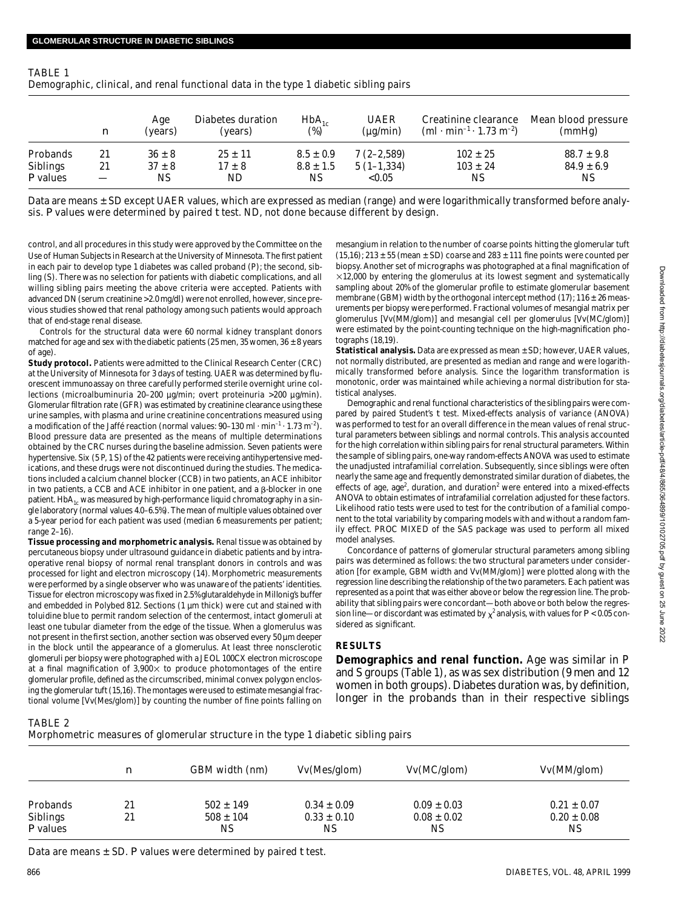TABLE 1
Demographic, clinical, and renal functional data in the type 1 diabetic sibling pairs

| | n | Age (years) | Diabetes duration (years) | $HbA_{1c}$ (%) | UAER (µg/min) | Creatinine clearance ($ml \cdot min^{-1} \cdot 1.73\ m^{-2}$) | Mean blood pressure (mmHg) |
|---|---|---|---|---|---|---|---|
| Probands | 21 | 36 ± 8 | 25 ± 11 | 8.5 ± 0.9 | 7 (2–2,589) | 102 ± 25 | 88.7 ± 9.8 |
| Siblings | 21 | 37 ± 8 | 17 ± 8 | 8.8 ± 1.5 | 5 (1–1,334) | 103 ± 24 | 84.9 ± 6.9 |
| *P* values | — | NS | ND | NS | <0.05 | NS | NS |

Data are means ± SD except UAER values, which are expressed as median (range) and were logarithmically transformed before analysis. *P* values were determined by paired *t* test. ND, not done because different by design.

control, and all procedures in this study were approved by the Committee on the Use of Human Subjects in Research at the University of Minnesota. The first patient in each pair to develop type 1 diabetes was called proband (P); the second, sibling (S). There was no selection for patients with diabetic complications, and all willing sibling pairs meeting the above criteria were accepted. Patients with advanced DN (serum creatinine >2.0 mg/dl) were not enrolled, however, since previous studies showed that renal pathology among such patients would approach that of end-stage renal disease.

Controls for the structural data were 60 normal kidney transplant donors matched for age and sex with the diabetic patients (25 men, 35 women, 36 ± 8 years of age).

**Study protocol.** Patients were admitted to the Clinical Research Center (CRC) at the University of Minnesota for 3 days of testing. UAER was determined by fluorescent immunoassay on three carefully performed sterile overnight urine collections (microalbuminuria 20–200 µg/min; overt proteinuria >200 µg/min). Glomerular filtration rate (GFR) was estimated by creatinine clearance using these urine samples, with plasma and urine creatinine concentrations measured using a modification of the Jaffé reaction (normal values: 90–130 $ml \cdot min^{-1} \cdot 1.73\ m^{-2}$). Blood pressure data are presented as the means of multiple determinations obtained by the CRC nurses during the baseline admission. Seven patients were hypertensive. Six (5 P, 1 S) of the 42 patients were receiving antihypertensive medications, and these drugs were not discontinued during the studies. The medications included a calcium channel blocker (CCB) in two patients, an ACE inhibitor in two patients, a CCB and ACE inhibitor in one patient, and a β-blocker in one patient. $HbA_{1c}$ was measured by high-performance liquid chromatography in a single laboratory (normal values 4.0–6.5%). The mean of multiple values obtained over a 5-year period for each patient was used (median 6 measurements per patient; range 2–16).

**Tissue processing and morphometric analysis.** Renal tissue was obtained by percutaneous biopsy under ultrasound guidance in diabetic patients and by intraoperative renal biopsy of normal renal transplant donors in controls and was processed for light and electron microscopy (14). Morphometric measurements were performed by a single observer who was unaware of the patients' identities. Tissue for electron microscopy was fixed in 2.5% glutaraldehyde in Millonig's buffer and embedded in Polybed 812. Sections (1 µm thick) were cut and stained with toluidine blue to permit random selection of the centermost, intact glomeruli at least one tubular diameter from the edge of the tissue. When a glomerulus was not present in the first section, another section was observed every 50 µm deeper in the block until the appearance of a glomerulus. At least three nonsclerotic glomeruli per biopsy were photographed with a JEOL 100CX electron microscope at a final magnification of 3,900× to produce photomontages of the entire glomerular profile, defined as the circumscribed, minimal convex polygon enclosing the glomerular tuft (15,16). The montages were used to estimate mesangial fractional volume [Vv(Mes/glom)] by counting the number of fine points falling on mesangium in relation to the number of coarse points hitting the glomerular tuft (15,16); 213 ± 55 (mean ± SD) coarse and 283 ± 111 fine points were counted per biopsy. Another set of micrographs was photographed at a final magnification of ×12,000 by entering the glomerulus at its lowest segment and systematically sampling about 20% of the glomerular profile to estimate glomerular basement membrane (GBM) width by the orthogonal intercept method (17); 116 ± 26 measurements per biopsy were performed. Fractional volumes of mesangial matrix per glomerulus [Vv(MM/glom)] and mesangial cell per glomerulus [Vv(MC/glom)] were estimated by the point-counting technique on the high-magnification photographs (18,19).

**Statistical analysis.** Data are expressed as mean ± SD; however, UAER values, not normally distributed, are presented as median and range and were logarithmically transformed before analysis. Since the logarithm transformation is monotonic, order was maintained while achieving a normal distribution for statistical analyses.

Demographic and renal functional characteristics of the sibling pairs were compared by paired Student's *t* test. Mixed-effects analysis of variance (ANOVA) was performed to test for an overall difference in the mean values of renal structural parameters between siblings and normal controls. This analysis accounted for the high correlation within sibling pairs for renal structural parameters. Within the sample of sibling pairs, one-way random-effects ANOVA was used to estimate the unadjusted intrafamilial correlation. Subsequently, since siblings were often nearly the same age and frequently demonstrated similar duration of diabetes, the effects of age, $age^2$, duration, and $duration^2$ were entered into a mixed-effects ANOVA to obtain estimates of intrafamilial correlation adjusted for these factors. Likelihood ratio tests were used to test for the contribution of a familial component to the total variability by comparing models with and without a random family effect. PROC MIXED of the SAS package was used to perform all mixed model analyses.

Concordance of patterns of glomerular structural parameters among sibling pairs was determined as follows: the two structural parameters under consideration [for example, GBM width and Vv(MM/glom)] were plotted along with the regression line describing the relationship of the two parameters. Each patient was represented as a point that was either above or below the regression line. The probability that sibling pairs were concordant—both above or both below the regression line—or discordant was estimated by $\chi^2$ analysis, with values for $P < 0.05$ considered as significant.

## RESULTS

**Demographics and renal function.** Age was similar in P and S groups (Table 1), as was sex distribution (9 men and 12 women in both groups). Diabetes duration was, by definition, longer in the probands than in their respective siblings

TABLE 2
Morphometric measures of glomerular structure in the type 1 diabetic sibling pairs

| | n | GBM width (nm) | Vv(Mes/glom) | Vv(MC/glom) | Vv(MM/glom) |
|---|---|---|---|---|---|
| Probands | 21 | 502 ± 149 | 0.34 ± 0.09 | 0.09 ± 0.03 | 0.21 ± 0.07 |
| Siblings | 21 | 508 ± 104 | 0.33 ± 0.10 | 0.08 ± 0.02 | 0.20 ± 0.08 |
| *P* values | | NS | NS | NS | NS |

Data are means ± SD. *P* values were determined by paired *t* test.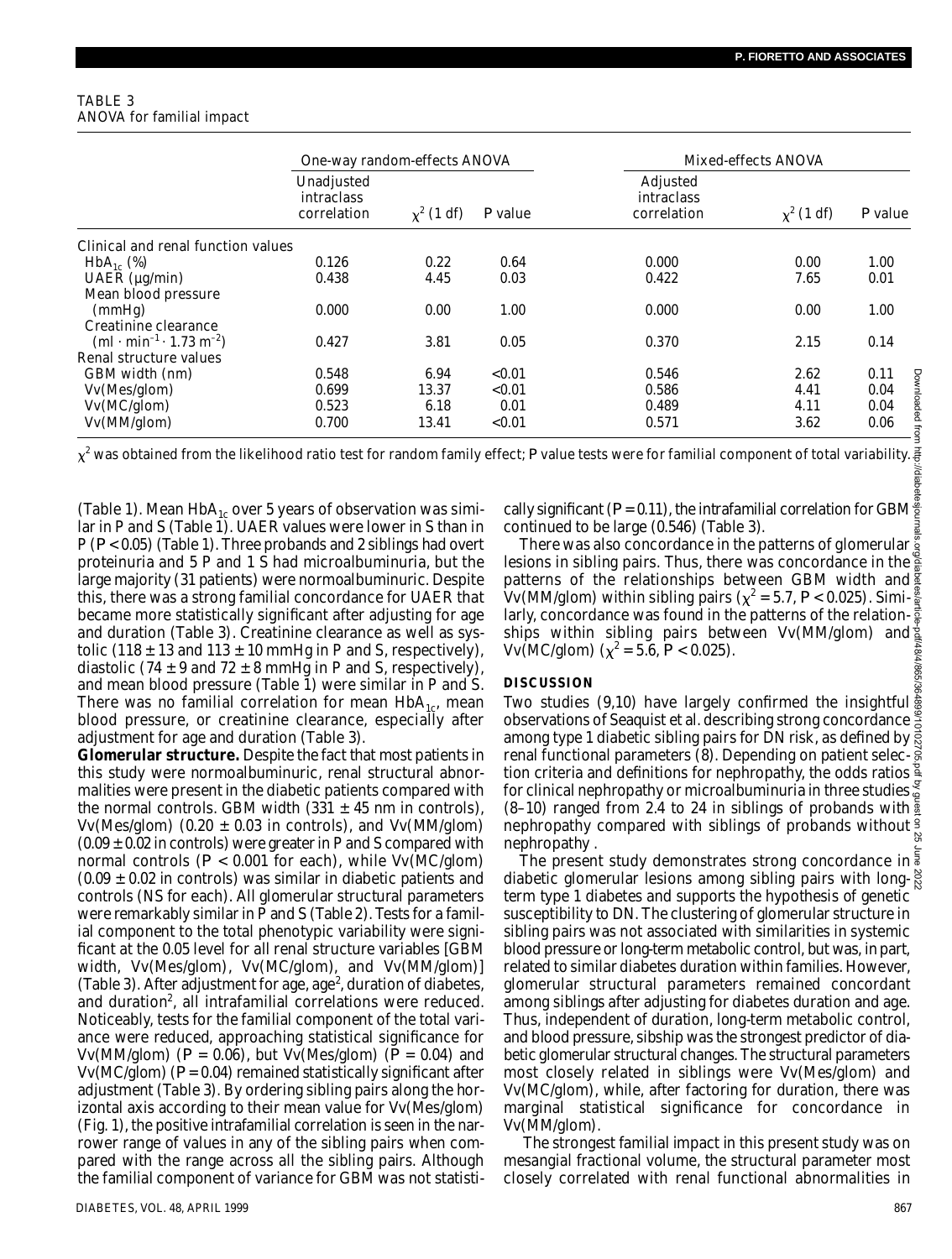TABLE 3
ANOVA for familial impact

| | One-way random-effects ANOVA | | | Mixed-effects ANOVA | | |
|---|---|---|---|---|---|---|
| | Unadjusted intraclass correlation | $\chi^2$ (1 df) | P value | Adjusted intraclass correlation | $\chi^2$ (1 df) | P value |
| Clinical and renal function values | | | | | | |
| $HbA_{1c}$ (%) | 0.126 | 0.22 | 0.64 | 0.000 | 0.00 | 1.00 |
| UAER (µg/min) | 0.438 | 4.45 | 0.03 | 0.422 | 7.65 | 0.01 |
| Mean blood pressure (mmHg) | 0.000 | 0.00 | 1.00 | 0.000 | 0.00 | 1.00 |
| Creatinine clearance ($ml \cdot min^{-1} \cdot 1.73\ m^{-2}$) | 0.427 | 3.81 | 0.05 | 0.370 | 2.15 | 0.14 |
| Renal structure values | | | | | | |
| GBM width (nm) | 0.548 | 6.94 | <0.01 | 0.546 | 2.62 | 0.11 |
| Vv(Mes/glom) | 0.699 | 13.37 | <0.01 | 0.586 | 4.41 | 0.04 |
| Vv(MC/glom) | 0.523 | 6.18 | 0.01 | 0.489 | 4.11 | 0.04 |
| Vv(MM/glom) | 0.700 | 13.41 | <0.01 | 0.571 | 3.62 | 0.06 |

$\chi^2$ was obtained from the likelihood ratio test for random family effect; P value tests were for familial component of total variability.

(Table 1). Mean $HbA_{1c}$ over 5 years of observation was similar in P and S (Table 1). UAER values were lower in S than in P ($P < 0.05$) (Table 1). Three probands and 2 siblings had overt proteinuria and 5 P and 1 S had microalbuminuria, but the large majority (31 patients) were normoalbuminuric. Despite this, there was a strong familial concordance for UAER that became more statistically significant after adjusting for age and duration (Table 3). Creatinine clearance as well as systolic (118 ± 13 and 113 ± 10 mmHg in P and S, respectively), diastolic (74 ± 9 and 72 ± 8 mmHg in P and S, respectively), and mean blood pressure (Table 1) were similar in P and S. There was no familial correlation for mean $HbA_{1c}$, mean blood pressure, or creatinine clearance, especially after adjustment for age and duration (Table 3).

**Glomerular structure.** Despite the fact that most patients in this study were normoalbuminuric, renal structural abnormalities were present in the diabetic patients compared with the normal controls. GBM width (331 ± 45 nm in controls), Vv(Mes/glom) (0.20 ± 0.03 in controls), and Vv(MM/glom) (0.09 ± 0.02 in controls) were greater in P and S compared with normal controls ($P < 0.001$ for each), while Vv(MC/glom) (0.09 ± 0.02 in controls) was similar in diabetic patients and controls (NS for each). All glomerular structural parameters were remarkably similar in P and S (Table 2). Tests for a familial component to the total phenotypic variability were significant at the 0.05 level for all renal structure variables [GBM width, Vv(Mes/glom), Vv(MC/glom), and Vv(MM/glom)] (Table 3). After adjustment for age, $age^2$, duration of diabetes, and $duration^2$, all intrafamilial correlations were reduced. Noticeably, tests for the familial component of the total variance were reduced, approaching statistical significance for Vv(MM/glom) ($P = 0.06$), but Vv(Mes/glom) ($P = 0.04$) and Vv(MC/glom) ($P = 0.04$) remained statistically significant after adjustment (Table 3). By ordering sibling pairs along the horizontal axis according to their mean value for Vv(Mes/glom) (Fig. 1), the positive intrafamilial correlation is seen in the narrower range of values in any of the sibling pairs when compared with the range across all the sibling pairs. Although the familial component of variance for GBM was not statistically significant ($P = 0.11$), the intrafamilial correlation for GBM continued to be large (0.546) (Table 3).

There was also concordance in the patterns of glomerular lesions in sibling pairs. Thus, there was concordance in the patterns of the relationships between GBM width and Vv(MM/glom) within sibling pairs ($\chi^2 = 5.7$, $P < 0.025$). Similarly, concordance was found in the patterns of the relationships within sibling pairs between Vv(MM/glom) and Vv(MC/glom) ($\chi^2 = 5.6$, $P < 0.025$).

## DISCUSSION

Two studies (9,10) have largely confirmed the insightful observations of Seaquist et al. describing strong concordance among type 1 diabetic sibling pairs for DN risk, as defined by renal functional parameters (8). Depending on patient selection criteria and definitions for nephropathy, the odds ratios for clinical nephropathy or microalbuminuria in three studies (8–10) ranged from 2.4 to 24 in siblings of probands with nephropathy compared with siblings of probands without nephropathy .

The present study demonstrates strong concordance in diabetic glomerular lesions among sibling pairs with long-term type 1 diabetes and supports the hypothesis of genetic susceptibility to DN. The clustering of glomerular structure in sibling pairs was not associated with similarities in systemic blood pressure or long-term metabolic control, but was, in part, related to similar diabetes duration within families. However, glomerular structural parameters remained concordant among siblings after adjusting for diabetes duration and age. Thus, independent of duration, long-term metabolic control, and blood pressure, sibship was the strongest predictor of diabetic glomerular structural changes. The structural parameters most closely related in siblings were Vv(Mes/glom) and Vv(MC/glom), while, after factoring for duration, there was marginal statistical significance for concordance in Vv(MM/glom).

The strongest familial impact in this present study was on mesangial fractional volume, the structural parameter most closely correlated with renal functional abnormalities in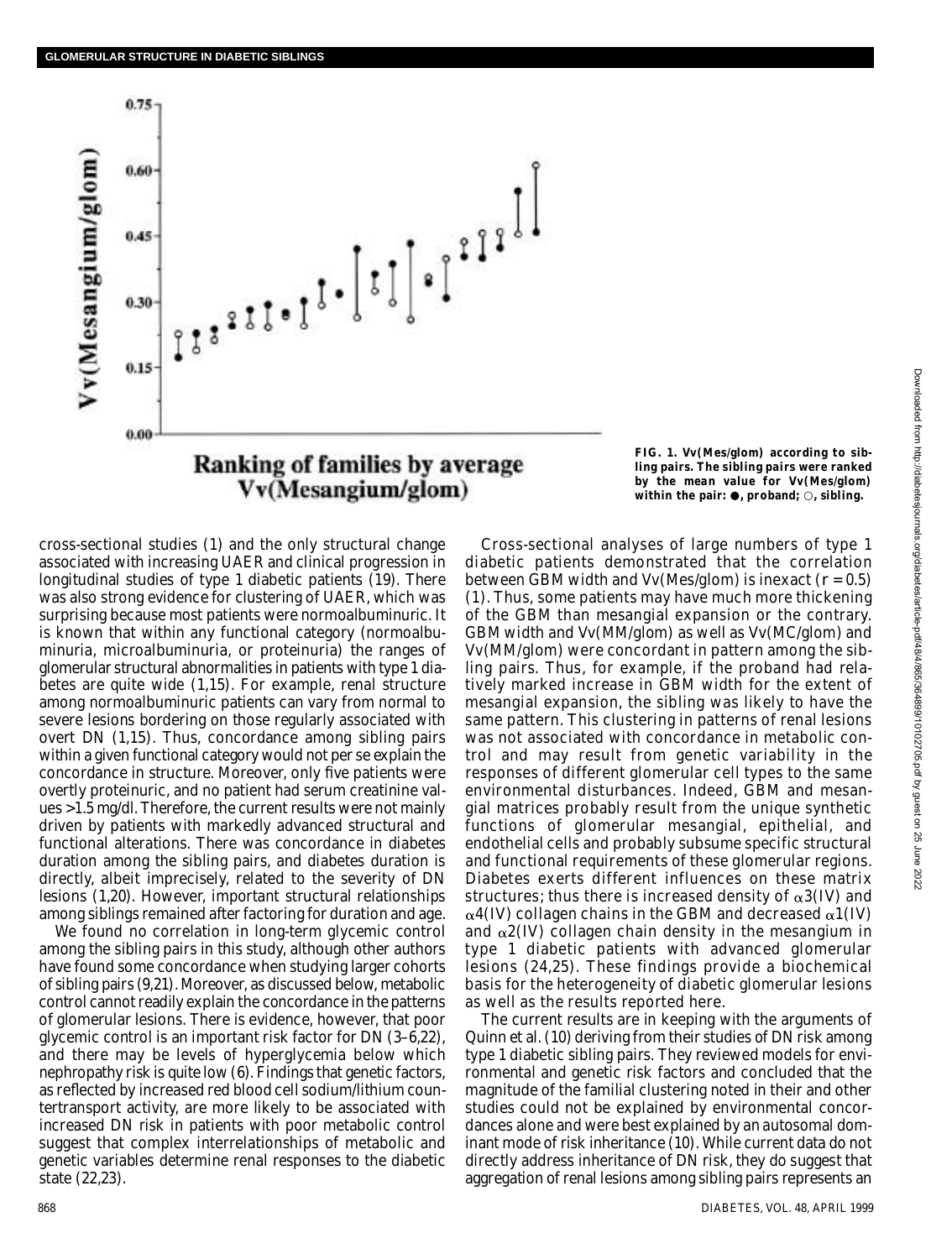FIG. 1. Vv(Mes/glom) according to sibling pairs. The sibling pairs were ranked by the mean value for Vv(Mes/glom) within the pair: ●, proband; ○, sibling.

cross-sectional studies (1) and the only structural change associated with increasing UAER and clinical progression in longitudinal studies of type 1 diabetic patients (19). There was also strong evidence for clustering of UAER, which was surprising because most patients were normoalbuminuric. It is known that within any functional category (normoalbuminuria, microalbuminuria, or proteinuria) the ranges of glomerular structural abnormalities in patients with type 1 diabetes are quite wide (1,15). For example, renal structure among normoalbuminuric patients can vary from normal to severe lesions bordering on those regularly associated with overt DN (1,15). Thus, concordance among sibling pairs within a given functional category would not per se explain the concordance in structure. Moreover, only five patients were overtly proteinuric, and no patient had serum creatinine values >1.5 mg/dl. Therefore, the current results were not mainly driven by patients with markedly advanced structural and functional alterations. There was concordance in diabetes duration among the sibling pairs, and diabetes duration is directly, albeit imprecisely, related to the severity of DN lesions (1,20). However, important structural relationships among siblings remained after factoring for duration and age.

We found no correlation in long-term glycemic control among the sibling pairs in this study, although other authors have found some concordance when studying larger cohorts of sibling pairs (9,21). Moreover, as discussed below, metabolic control cannot readily explain the concordance in the patterns of glomerular lesions. There is evidence, however, that poor glycemic control is an important risk factor for DN (3–6,22), and there may be levels of hyperglycemia below which nephropathy risk is quite low (6). Findings that genetic factors, as reflected by increased red blood cell sodium/lithium countertransport activity, are more likely to be associated with increased DN risk in patients with poor metabolic control suggest that complex interrelationships of metabolic and genetic variables determine renal responses to the diabetic state (22,23).

Cross-sectional analyses of large numbers of type 1 diabetic patients demonstrated that the correlation between GBM width and Vv(Mes/glom) is inexact ($r = 0.5$) (1). Thus, some patients may have much more thickening of the GBM than mesangial expansion or the contrary. GBM width and Vv(MM/glom) as well as Vv(MC/glom) and Vv(MM/glom) were concordant in pattern among the sibling pairs. Thus, for example, if the proband had relatively marked increase in GBM width for the extent of mesangial expansion, the sibling was likely to have the same pattern. This clustering in patterns of renal lesions was not associated with concordance in metabolic control and may result from genetic variability in the responses of different glomerular cell types to the same environmental disturbances. Indeed, GBM and mesangial matrices probably result from the unique synthetic functions of glomerular mesangial, epithelial, and endothelial cells and probably subsume specific structural and functional requirements of these glomerular regions. Diabetes exerts different influences on these matrix structures; thus there is increased density of $\alpha 3$(IV) and $\alpha 4$(IV) collagen chains in the GBM and decreased $\alpha 1$(IV) and $\alpha 2$(IV) collagen chain density in the mesangium in type 1 diabetic patients with advanced glomerular lesions (24,25). These findings provide a biochemical basis for the heterogeneity of diabetic glomerular lesions as well as the results reported here.

The current results are in keeping with the arguments of Quinn et al. (10) deriving from their studies of DN risk among type 1 diabetic sibling pairs. They reviewed models for environmental and genetic risk factors and concluded that the magnitude of the familial clustering noted in their and other studies could not be explained by environmental concordances alone and were best explained by an autosomal dominant mode of risk inheritance (10). While current data do not directly address inheritance of DN risk, they do suggest that aggregation of renal lesions among sibling pairs represents an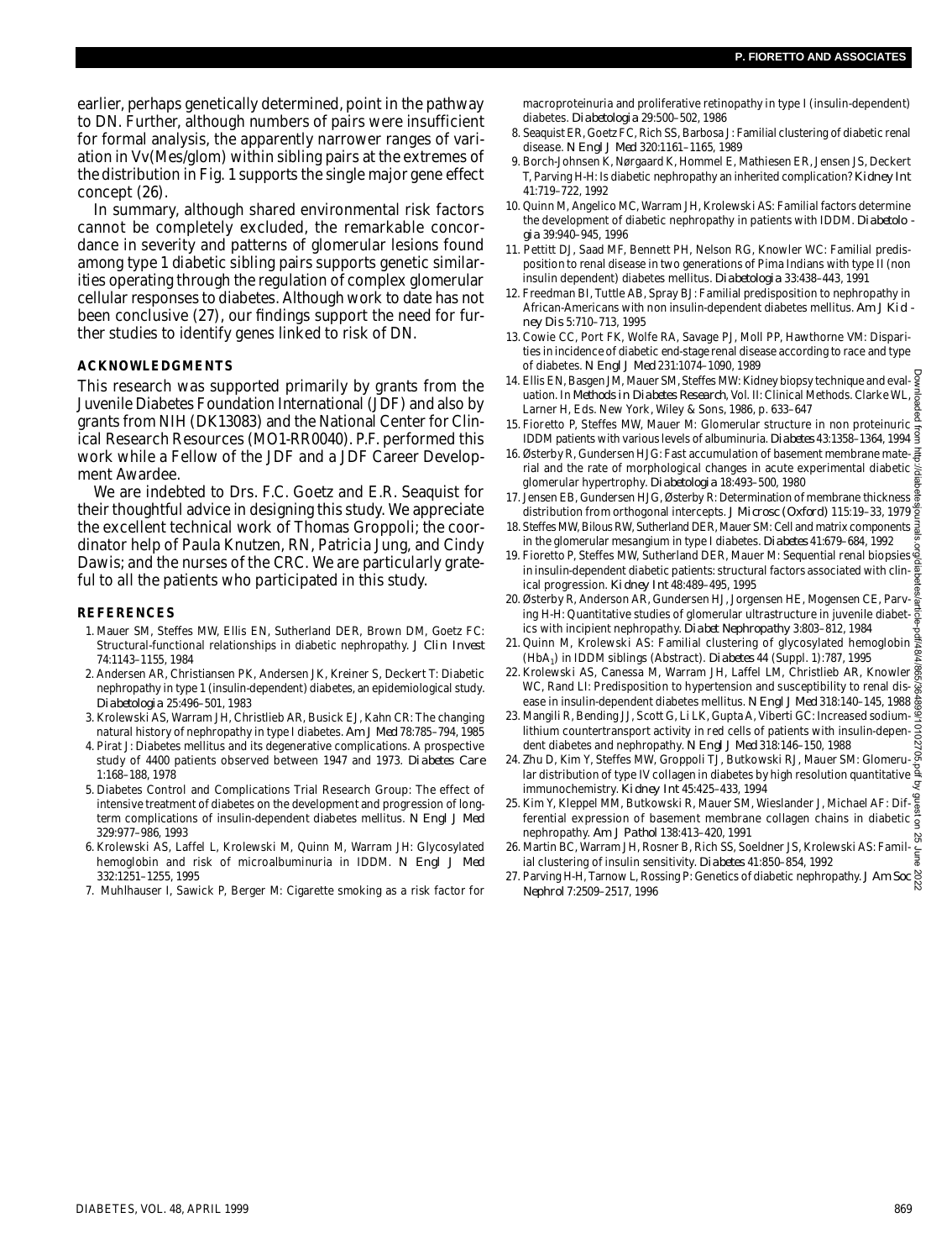earlier, perhaps genetically determined, point in the pathway to DN. Further, although numbers of pairs were insufficient for formal analysis, the apparently narrower ranges of variation in Vv(Mes/glom) within sibling pairs at the extremes of the distribution in Fig. 1 supports the single major gene effect concept (26).

In summary, although shared environmental risk factors cannot be completely excluded, the remarkable concordance in severity and patterns of glomerular lesions found among type 1 diabetic sibling pairs supports genetic similarities operating through the regulation of complex glomerular cellular responses to diabetes. Although work to date has not been conclusive (27), our findings support the need for further studies to identify genes linked to risk of DN.

## ACKNOWLEDGMENTS

This research was supported primarily by grants from the Juvenile Diabetes Foundation International (JDF) and also by grants from NIH (DK13083) and the National Center for Clinical Research Resources (MO1-RR0040). P.F. performed this work while a Fellow of the JDF and a JDF Career Development Awardee.

We are indebted to Drs. F.C. Goetz and E.R. Seaquist for their thoughtful advice in designing this study. We appreciate the excellent technical work of Thomas Groppoli; the coordinator help of Paula Knutzen, RN, Patricia Jung, and Cindy Dawis; and the nurses of the CRC. We are particularly grateful to all the patients who participated in this study.

## REFERENCES

1. Mauer SM, Steffes MW, Ellis EN, Sutherland DER, Brown DM, Goetz FC: Structural-functional relationships in diabetic nephropathy. *J Clin Invest* 74:1143–1155, 1984
2. Andersen AR, Christiansen PK, Andersen JK, Kreiner S, Deckert T: Diabetic nephropathy in type 1 (insulin-dependent) diabetes, an epidemiological study. *Diabetologia* 25:496–501, 1983
3. Krolewski AS, Warram JH, Christlieb AR, Busick EJ, Kahn CR: The changing natural history of nephropathy in type I diabetes. *Am J Med* 78:785–794, 1985
4. Pirat J: Diabetes mellitus and its degenerative complications. A prospective study of 4400 patients observed between 1947 and 1973. *Diabetes Care* 1:168–188, 1978
5. Diabetes Control and Complications Trial Research Group: The effect of intensive treatment of diabetes on the development and progression of long-term complications of insulin-dependent diabetes mellitus. *N Engl J Med* 329:977–986, 1993
6. Krolewski AS, Laffel L, Krolewski M, Quinn M, Warram JH: Glycosylated hemoglobin and risk of microalbuminuria in IDDM. *N Engl J Med* 332:1251–1255, 1995
7. Muhlhauser I, Sawick P, Berger M: Cigarette smoking as a risk factor for macroproteinuria and proliferative retinopathy in type I (insulin-dependent) diabetes. *Diabetologia* 29:500–502, 1986
8. Seaquist ER, Goetz FC, Rich SS, Barbosa J: Familial clustering of diabetic renal disease. *N Engl J Med* 320:1161–1165, 1989
9. Borch-Johnsen K, Nørgaard K, Hommel E, Mathiesen ER, Jensen JS, Deckert T, Parving H-H: Is diabetic nephropathy an inherited complication? *Kidney Int* 41:719–722, 1992
10. Quinn M, Angelico MC, Warram JH, Krolewski AS: Familial factors determine the development of diabetic nephropathy in patients with IDDM. *Diabetologia* 39:940–945, 1996
11. Pettitt DJ, Saad MF, Bennett PH, Nelson RG, Knowler WC: Familial predisposition to renal disease in two generations of Pima Indians with type II (non insulin dependent) diabetes mellitus. *Diabetologia* 33:438–443, 1991
12. Freedman BI, Tuttle AB, Spray BJ: Familial predisposition to nephropathy in African-Americans with non insulin-dependent diabetes mellitus. *Am J Kidney Dis* 5:710–713, 1995
13. Cowie CC, Port FK, Wolfe RA, Savage PJ, Moll PP, Hawthorne VM: Disparities in incidence of diabetic end-stage renal disease according to race and type of diabetes. *N Engl J Med* 231:1074–1090, 1989
14. Ellis EN, Basgen JM, Mauer SM, Steffes MW: Kidney biopsy technique and evaluation. In *Methods in Diabetes Research*, Vol. II: Clinical Methods. Clarke WL, Larner H, Eds. New York, Wiley & Sons, 1986, p. 633–647
15. Fioretto P, Steffes MW, Mauer M: Glomerular structure in non proteinuric IDDM patients with various levels of albuminuria. *Diabetes* 43:1358–1364, 1994
16. Østerby R, Gundersen HJG: Fast accumulation of basement membrane material and the rate of morphological changes in acute experimental diabetic glomerular hypertrophy. *Diabetologia* 18:493–500, 1980
17. Jensen EB, Gundersen HJG, Østerby R: Determination of membrane thickness distribution from orthogonal intercepts. *J Microsc (Oxford)* 115:19–33, 1979
18. Steffes MW, Bilous RW, Sutherland DER, Mauer SM: Cell and matrix components in the glomerular mesangium in type I diabetes. *Diabetes* 41:679–684, 1992
19. Fioretto P, Steffes MW, Sutherland DER, Mauer M: Sequential renal biopsies in insulin-dependent diabetic patients: structural factors associated with clinical progression. *Kidney Int* 48:489–495, 1995
20. Østerby R, Anderson AR, Gundersen HJ, Jorgensen HE, Mogensen CE, Parving H-H: Quantitative studies of glomerular ultrastructure in juvenile diabetics with incipient nephropathy. *Diabet Nephropathy* 3:803–812, 1984
21. Quinn M, Krolewski AS: Familial clustering of glycosylated hemoglobin ($HbA_1$) in IDDM siblings (Abstract). *Diabetes* 44 (Suppl. 1):787, 1995
22. Krolewski AS, Canessa M, Warram JH, Laffel LM, Christlieb AR, Knowler WC, Rand LI: Predisposition to hypertension and susceptibility to renal disease in insulin-dependent diabetes mellitus. *N Engl J Med* 318:140–145, 1988
23. Mangili R, Bending JJ, Scott G, Li LK, Gupta A, Viberti GC: Increased sodium-lithium countertransport activity in red cells of patients with insulin-dependent diabetes and nephropathy. *N Engl J Med* 318:146–150, 1988
24. Zhu D, Kim Y, Steffes MW, Groppoli TJ, Butkowski RJ, Mauer SM: Glomerular distribution of type IV collagen in diabetes by high resolution quantitative immunochemistry. *Kidney Int* 45:425–433, 1994
25. Kim Y, Kleppel MM, Butkowski R, Mauer SM, Wieslander J, Michael AF: Differential expression of basement membrane collagen chains in diabetic nephropathy. *Am J Pathol* 138:413–420, 1991
26. Martin BC, Warram JH, Rosner B, Rich SS, Soeldner JS, Krolewski AS: Familial clustering of insulin sensitivity. *Diabetes* 41:850–854, 1992
27. Parving H-H, Tarnow L, Rossing P: Genetics of diabetic nephropathy. *J Am Soc Nephrol* 7:2509–2517, 1996